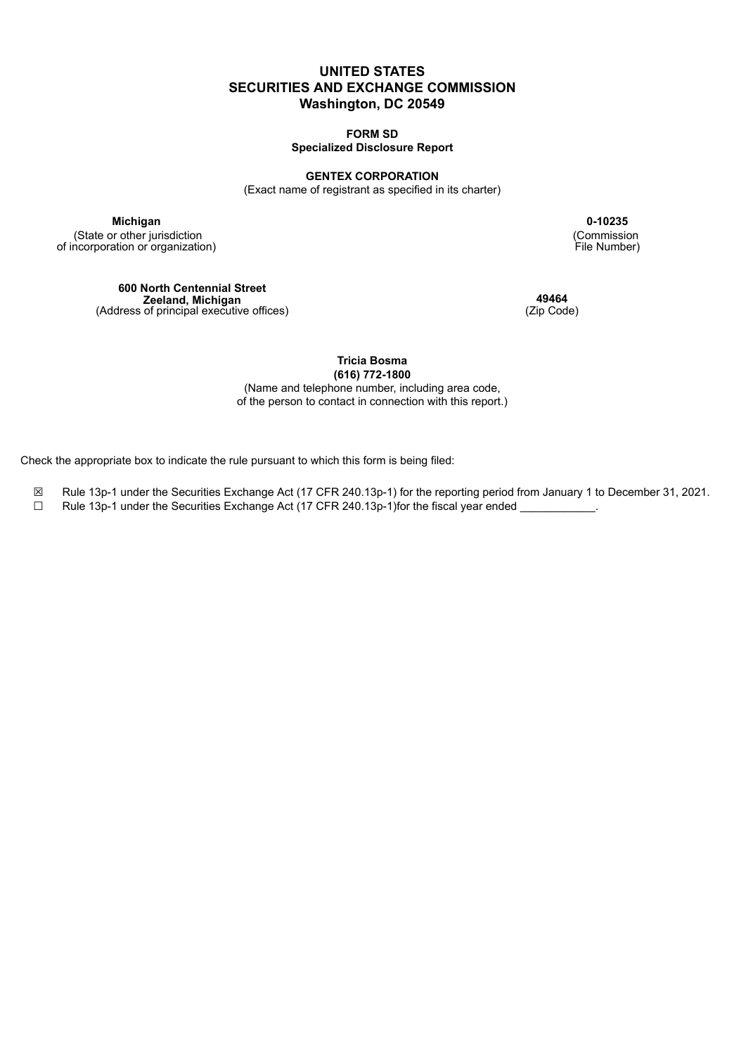# UNITED STATES
# SECURITIES AND EXCHANGE COMMISSION
## Washington, DC 20549

**FORM SD**
**Specialized Disclosure Report**

**GENTEX CORPORATION**
(Exact name of registrant as specified in its charter)

| **Michigan** | **0-10235** |
|---|---|
| (State or other jurisdiction of incorporation or organization) | (Commission File Number) |

| **600 North Centennial Street Zeeland, Michigan** | **49464** |
|---|---|
| (Address of principal executive offices) | (Zip Code) |

**Tricia Bosma**
**(616) 772-1800**
(Name and telephone number, including area code, of the person to contact in connection with this report.)

Check the appropriate box to indicate the rule pursuant to which this form is being filed:

☒ Rule 13p-1 under the Securities Exchange Act (17 CFR 240.13p-1) for the reporting period from January 1 to December 31, 2021.
☐ Rule 13p-1 under the Securities Exchange Act (17 CFR 240.13p-1)for the fiscal year ended \_\_\_\_\_\_\_\_\_\_\_\_.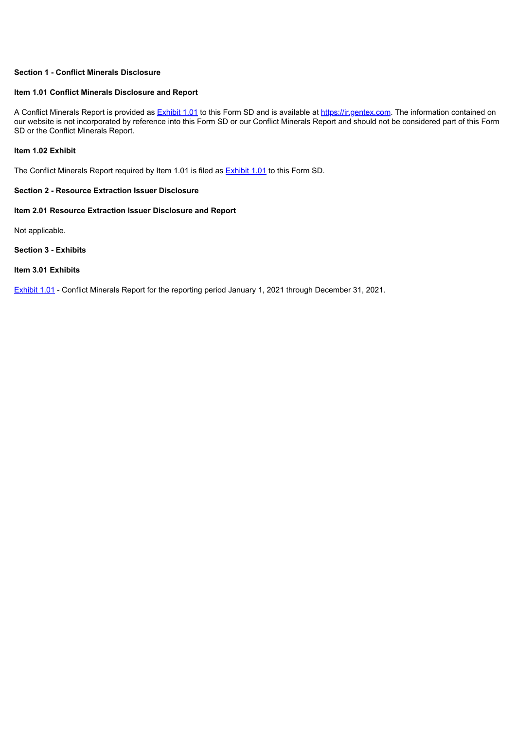**Section 1 - Conflict Minerals Disclosure**

**Item 1.01 Conflict Minerals Disclosure and Report**

A Conflict Minerals Report is provided as Exhibit 1.01 to this Form SD and is available at https://ir.gentex.com. The information contained on our website is not incorporated by reference into this Form SD or our Conflict Minerals Report and should not be considered part of this Form SD or the Conflict Minerals Report.

**Item 1.02 Exhibit**

The Conflict Minerals Report required by Item 1.01 is filed as Exhibit 1.01 to this Form SD.

**Section 2 - Resource Extraction Issuer Disclosure**

**Item 2.01 Resource Extraction Issuer Disclosure and Report**

Not applicable.

**Section 3 - Exhibits**

**Item 3.01 Exhibits**

Exhibit 1.01 - Conflict Minerals Report for the reporting period January 1, 2021 through December 31, 2021.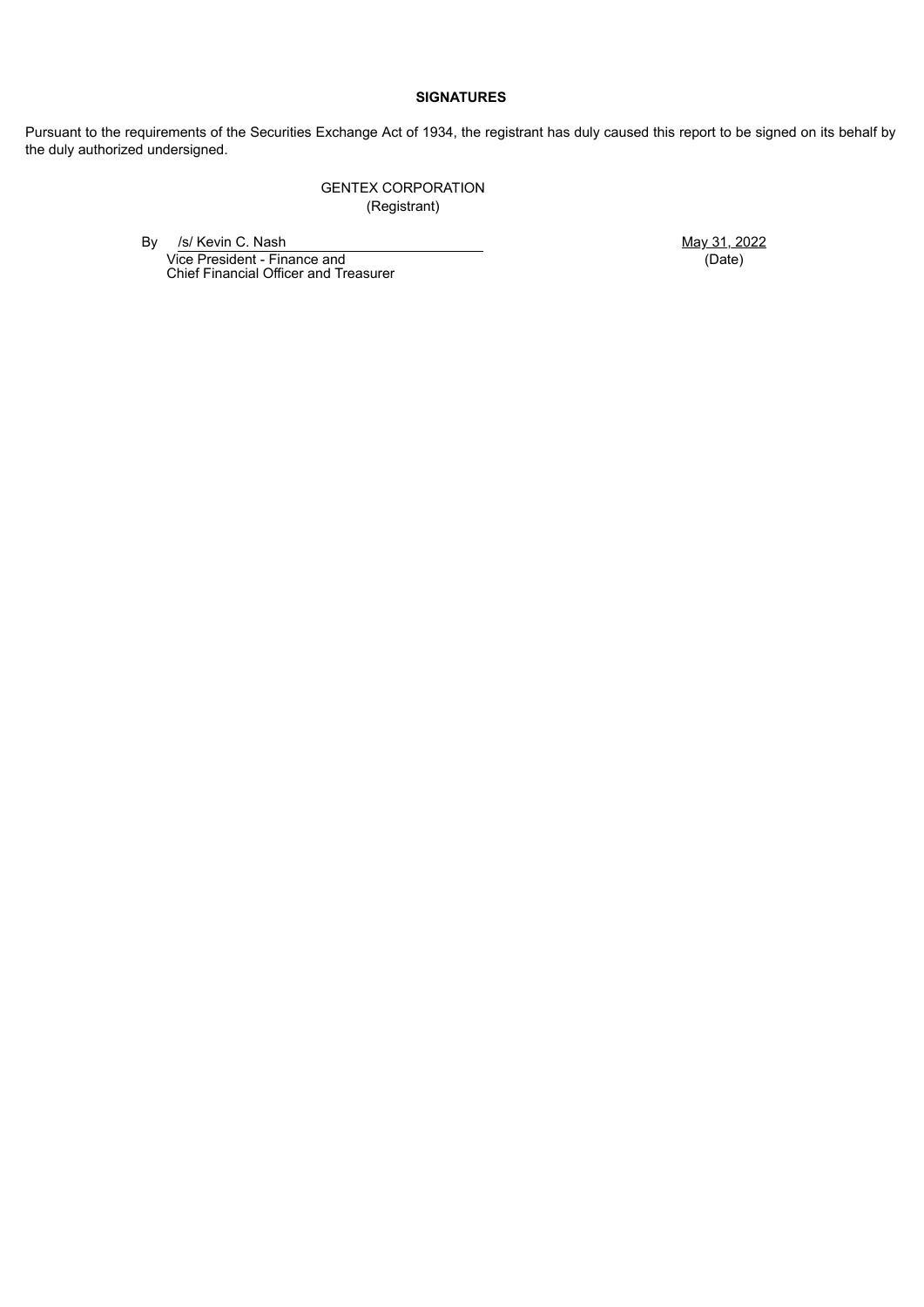**SIGNATURES**

Pursuant to the requirements of the Securities Exchange Act of 1934, the registrant has duly caused this report to be signed on its behalf by the duly authorized undersigned.

GENTEX CORPORATION
(Registrant)

| By /s/ Kevin C. Nash | May 31, 2022 |
| --- | --- |
| Vice President - Finance and Chief Financial Officer and Treasurer | (Date) |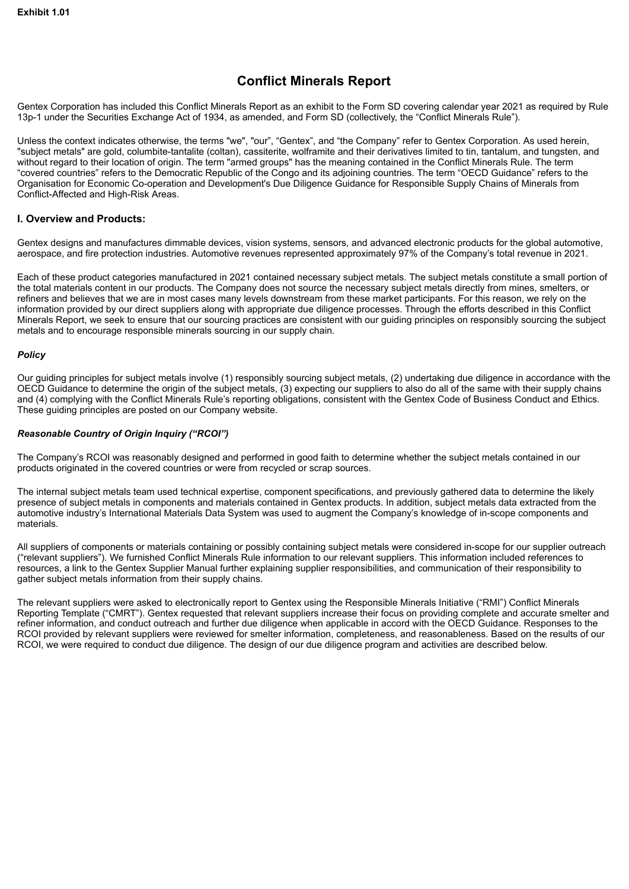**Exhibit 1.01**

# Conflict Minerals Report

Gentex Corporation has included this Conflict Minerals Report as an exhibit to the Form SD covering calendar year 2021 as required by Rule 13p-1 under the Securities Exchange Act of 1934, as amended, and Form SD (collectively, the "Conflict Minerals Rule").

Unless the context indicates otherwise, the terms "we", "our", "Gentex", and "the Company" refer to Gentex Corporation. As used herein, "subject metals" are gold, columbite-tantalite (coltan), cassiterite, wolframite and their derivatives limited to tin, tantalum, and tungsten, and without regard to their location of origin. The term "armed groups" has the meaning contained in the Conflict Minerals Rule. The term "covered countries" refers to the Democratic Republic of the Congo and its adjoining countries. The term "OECD Guidance" refers to the Organisation for Economic Co-operation and Development's Due Diligence Guidance for Responsible Supply Chains of Minerals from Conflict-Affected and High-Risk Areas.

## I. Overview and Products:

Gentex designs and manufactures dimmable devices, vision systems, sensors, and advanced electronic products for the global automotive, aerospace, and fire protection industries. Automotive revenues represented approximately 97% of the Company's total revenue in 2021.

Each of these product categories manufactured in 2021 contained necessary subject metals. The subject metals constitute a small portion of the total materials content in our products. The Company does not source the necessary subject metals directly from mines, smelters, or refiners and believes that we are in most cases many levels downstream from these market participants. For this reason, we rely on the information provided by our direct suppliers along with appropriate due diligence processes. Through the efforts described in this Conflict Minerals Report, we seek to ensure that our sourcing practices are consistent with our guiding principles on responsibly sourcing the subject metals and to encourage responsible minerals sourcing in our supply chain.

### *Policy*

Our guiding principles for subject metals involve (1) responsibly sourcing subject metals, (2) undertaking due diligence in accordance with the OECD Guidance to determine the origin of the subject metals, (3) expecting our suppliers to also do all of the same with their supply chains and (4) complying with the Conflict Minerals Rule's reporting obligations, consistent with the Gentex Code of Business Conduct and Ethics. These guiding principles are posted on our Company website.

### *Reasonable Country of Origin Inquiry ("RCOI")*

The Company's RCOI was reasonably designed and performed in good faith to determine whether the subject metals contained in our products originated in the covered countries or were from recycled or scrap sources.

The internal subject metals team used technical expertise, component specifications, and previously gathered data to determine the likely presence of subject metals in components and materials contained in Gentex products. In addition, subject metals data extracted from the automotive industry's International Materials Data System was used to augment the Company's knowledge of in-scope components and materials.

All suppliers of components or materials containing or possibly containing subject metals were considered in-scope for our supplier outreach ("relevant suppliers"). We furnished Conflict Minerals Rule information to our relevant suppliers. This information included references to resources, a link to the Gentex Supplier Manual further explaining supplier responsibilities, and communication of their responsibility to gather subject metals information from their supply chains.

The relevant suppliers were asked to electronically report to Gentex using the Responsible Minerals Initiative ("RMI") Conflict Minerals Reporting Template ("CMRT"). Gentex requested that relevant suppliers increase their focus on providing complete and accurate smelter and refiner information, and conduct outreach and further due diligence when applicable in accord with the OECD Guidance. Responses to the RCOI provided by relevant suppliers were reviewed for smelter information, completeness, and reasonableness. Based on the results of our RCOI, we were required to conduct due diligence. The design of our due diligence program and activities are described below.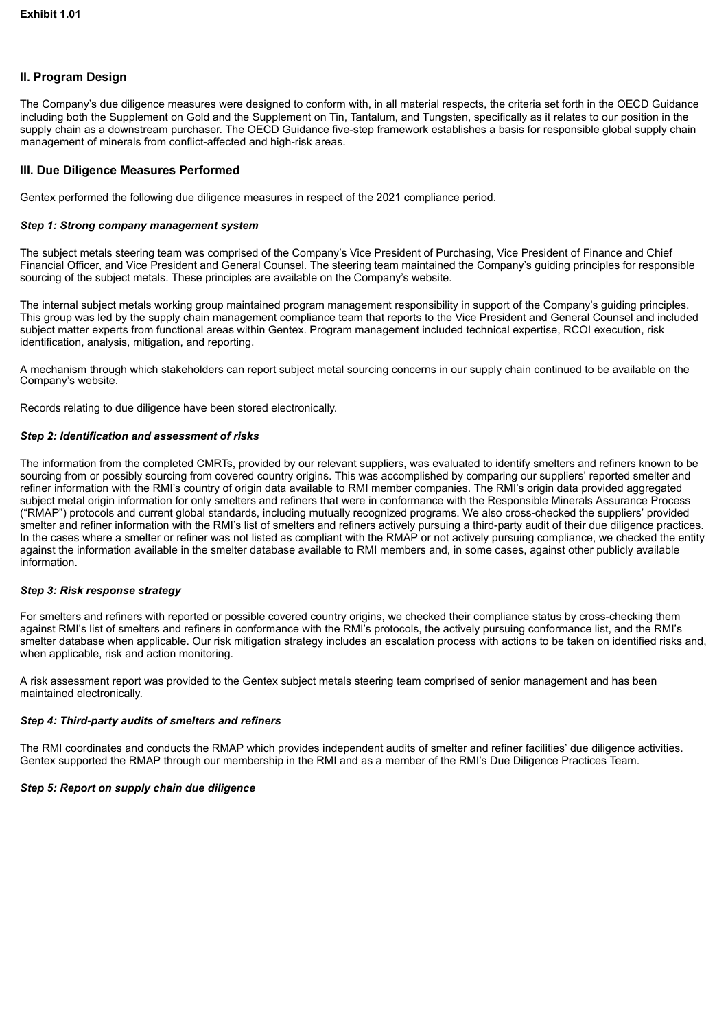**Exhibit 1.01**

## II. Program Design

The Company's due diligence measures were designed to conform with, in all material respects, the criteria set forth in the OECD Guidance including both the Supplement on Gold and the Supplement on Tin, Tantalum, and Tungsten, specifically as it relates to our position in the supply chain as a downstream purchaser. The OECD Guidance five-step framework establishes a basis for responsible global supply chain management of minerals from conflict-affected and high-risk areas.

## III. Due Diligence Measures Performed

Gentex performed the following due diligence measures in respect of the 2021 compliance period.

***Step 1: Strong company management system***

The subject metals steering team was comprised of the Company's Vice President of Purchasing, Vice President of Finance and Chief Financial Officer, and Vice President and General Counsel. The steering team maintained the Company's guiding principles for responsible sourcing of the subject metals. These principles are available on the Company's website.

The internal subject metals working group maintained program management responsibility in support of the Company's guiding principles. This group was led by the supply chain management compliance team that reports to the Vice President and General Counsel and included subject matter experts from functional areas within Gentex. Program management included technical expertise, RCOI execution, risk identification, analysis, mitigation, and reporting.

A mechanism through which stakeholders can report subject metal sourcing concerns in our supply chain continued to be available on the Company's website.

Records relating to due diligence have been stored electronically.

***Step 2: Identification and assessment of risks***

The information from the completed CMRTs, provided by our relevant suppliers, was evaluated to identify smelters and refiners known to be sourcing from or possibly sourcing from covered country origins. This was accomplished by comparing our suppliers' reported smelter and refiner information with the RMI's country of origin data available to RMI member companies. The RMI's origin data provided aggregated subject metal origin information for only smelters and refiners that were in conformance with the Responsible Minerals Assurance Process ("RMAP") protocols and current global standards, including mutually recognized programs. We also cross-checked the suppliers' provided smelter and refiner information with the RMI's list of smelters and refiners actively pursuing a third-party audit of their due diligence practices. In the cases where a smelter or refiner was not listed as compliant with the RMAP or not actively pursuing compliance, we checked the entity against the information available in the smelter database available to RMI members and, in some cases, against other publicly available information.

***Step 3: Risk response strategy***

For smelters and refiners with reported or possible covered country origins, we checked their compliance status by cross-checking them against RMI's list of smelters and refiners in conformance with the RMI's protocols, the actively pursuing conformance list, and the RMI's smelter database when applicable. Our risk mitigation strategy includes an escalation process with actions to be taken on identified risks and, when applicable, risk and action monitoring.

A risk assessment report was provided to the Gentex subject metals steering team comprised of senior management and has been maintained electronically.

***Step 4: Third-party audits of smelters and refiners***

The RMI coordinates and conducts the RMAP which provides independent audits of smelter and refiner facilities' due diligence activities. Gentex supported the RMAP through our membership in the RMI and as a member of the RMI's Due Diligence Practices Team.

***Step 5: Report on supply chain due diligence***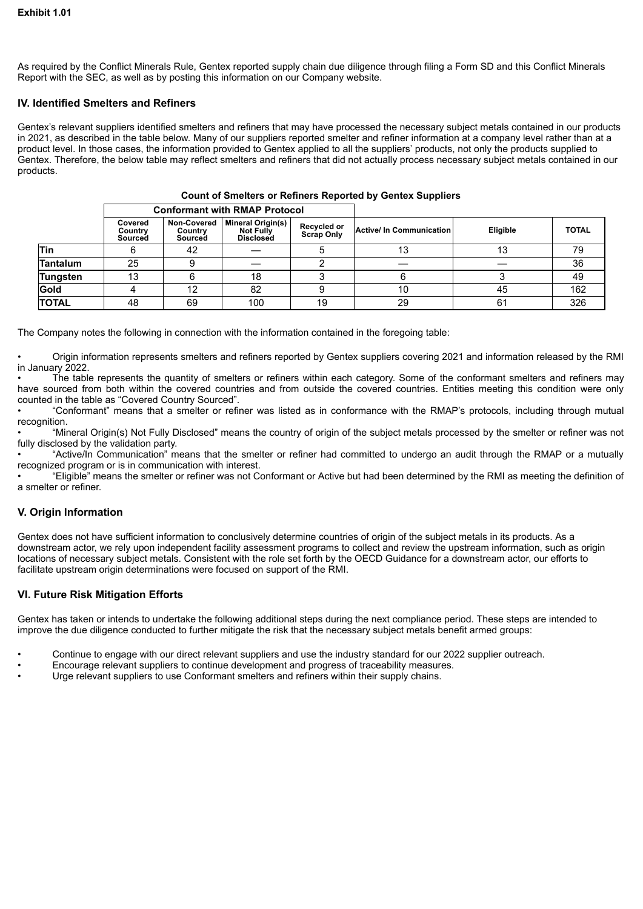**Exhibit 1.01**

As required by the Conflict Minerals Rule, Gentex reported supply chain due diligence through filing a Form SD and this Conflict Minerals Report with the SEC, as well as by posting this information on our Company website.

## IV. Identified Smelters and Refiners

Gentex's relevant suppliers identified smelters and refiners that may have processed the necessary subject metals contained in our products in 2021, as described in the table below. Many of our suppliers reported smelter and refiner information at a company level rather than at a product level. In those cases, the information provided to Gentex applied to all the suppliers' products, not only the products supplied to Gentex. Therefore, the below table may reflect smelters and refiners that did not actually process necessary subject metals contained in our products.

**Count of Smelters or Refiners Reported by Gentex Suppliers**

| | Conformant with RMAP Protocol | | | | | | |
|---|---|---|---|---|---|---|---|
| | Covered Country Sourced | Non-Covered Country Sourced | Mineral Origin(s) Not Fully Disclosed | Recycled or Scrap Only | Active/ In Communication | Eligible | TOTAL |
| **Tin** | 6 | 42 | — | 5 | 13 | 13 | 79 |
| **Tantalum** | 25 | 9 | — | 2 | — | — | 36 |
| **Tungsten** | 13 | 6 | 18 | 3 | 6 | 3 | 49 |
| **Gold** | 4 | 12 | 82 | 9 | 10 | 45 | 162 |
| **TOTAL** | 48 | 69 | 100 | 19 | 29 | 61 | 326 |

The Company notes the following in connection with the information contained in the foregoing table:

- Origin information represents smelters and refiners reported by Gentex suppliers covering 2021 and information released by the RMI in January 2022.
- The table represents the quantity of smelters or refiners within each category. Some of the conformant smelters and refiners may have sourced from both within the covered countries and from outside the covered countries. Entities meeting this condition were only counted in the table as "Covered Country Sourced".
- "Conformant" means that a smelter or refiner was listed as in conformance with the RMAP's protocols, including through mutual recognition.
- "Mineral Origin(s) Not Fully Disclosed" means the country of origin of the subject metals processed by the smelter or refiner was not fully disclosed by the validation party.
- "Active/In Communication" means that the smelter or refiner had committed to undergo an audit through the RMAP or a mutually recognized program or is in communication with interest.
- "Eligible" means the smelter or refiner was not Conformant or Active but had been determined by the RMI as meeting the definition of a smelter or refiner.

## V. Origin Information

Gentex does not have sufficient information to conclusively determine countries of origin of the subject metals in its products. As a downstream actor, we rely upon independent facility assessment programs to collect and review the upstream information, such as origin locations of necessary subject metals. Consistent with the role set forth by the OECD Guidance for a downstream actor, our efforts to facilitate upstream origin determinations were focused on support of the RMI.

## VI. Future Risk Mitigation Efforts

Gentex has taken or intends to undertake the following additional steps during the next compliance period. These steps are intended to improve the due diligence conducted to further mitigate the risk that the necessary subject metals benefit armed groups:

- Continue to engage with our direct relevant suppliers and use the industry standard for our 2022 supplier outreach.
- Encourage relevant suppliers to continue development and progress of traceability measures.
- Urge relevant suppliers to use Conformant smelters and refiners within their supply chains.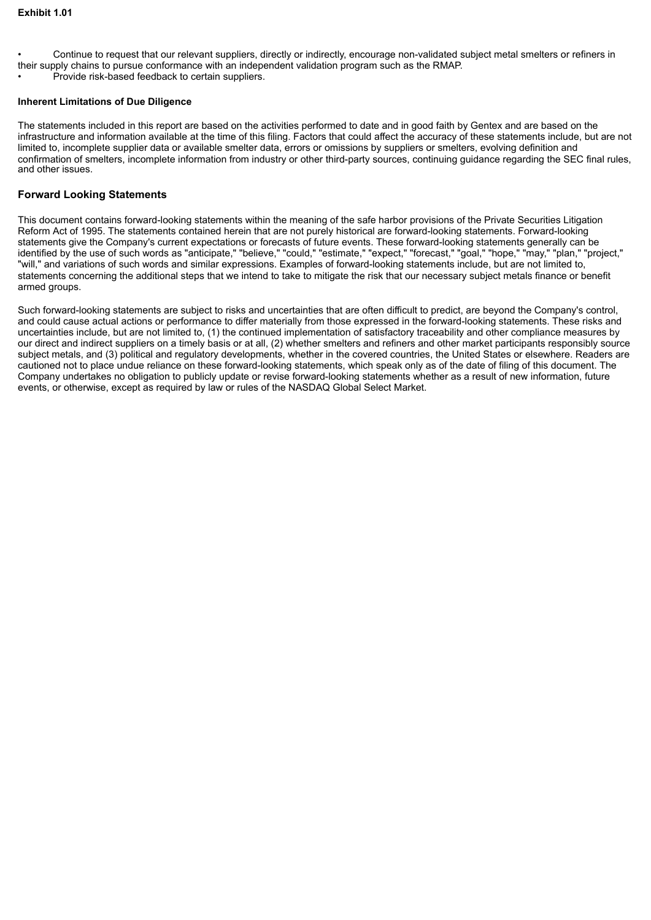**Exhibit 1.01**

- Continue to request that our relevant suppliers, directly or indirectly, encourage non-validated subject metal smelters or refiners in their supply chains to pursue conformance with an independent validation program such as the RMAP.
- Provide risk-based feedback to certain suppliers.

**Inherent Limitations of Due Diligence**

The statements included in this report are based on the activities performed to date and in good faith by Gentex and are based on the infrastructure and information available at the time of this filing. Factors that could affect the accuracy of these statements include, but are not limited to, incomplete supplier data or available smelter data, errors or omissions by suppliers or smelters, evolving definition and confirmation of smelters, incomplete information from industry or other third-party sources, continuing guidance regarding the SEC final rules, and other issues.

## Forward Looking Statements

This document contains forward-looking statements within the meaning of the safe harbor provisions of the Private Securities Litigation Reform Act of 1995. The statements contained herein that are not purely historical are forward-looking statements. Forward-looking statements give the Company's current expectations or forecasts of future events. These forward-looking statements generally can be identified by the use of such words as "anticipate," "believe," "could," "estimate," "expect," "forecast," "goal," "hope," "may," "plan," "project," "will," and variations of such words and similar expressions. Examples of forward-looking statements include, but are not limited to, statements concerning the additional steps that we intend to take to mitigate the risk that our necessary subject metals finance or benefit armed groups.

Such forward-looking statements are subject to risks and uncertainties that are often difficult to predict, are beyond the Company's control, and could cause actual actions or performance to differ materially from those expressed in the forward-looking statements. These risks and uncertainties include, but are not limited to, (1) the continued implementation of satisfactory traceability and other compliance measures by our direct and indirect suppliers on a timely basis or at all, (2) whether smelters and refiners and other market participants responsibly source subject metals, and (3) political and regulatory developments, whether in the covered countries, the United States or elsewhere. Readers are cautioned not to place undue reliance on these forward-looking statements, which speak only as of the date of filing of this document. The Company undertakes no obligation to publicly update or revise forward-looking statements whether as a result of new information, future events, or otherwise, except as required by law or rules of the NASDAQ Global Select Market.